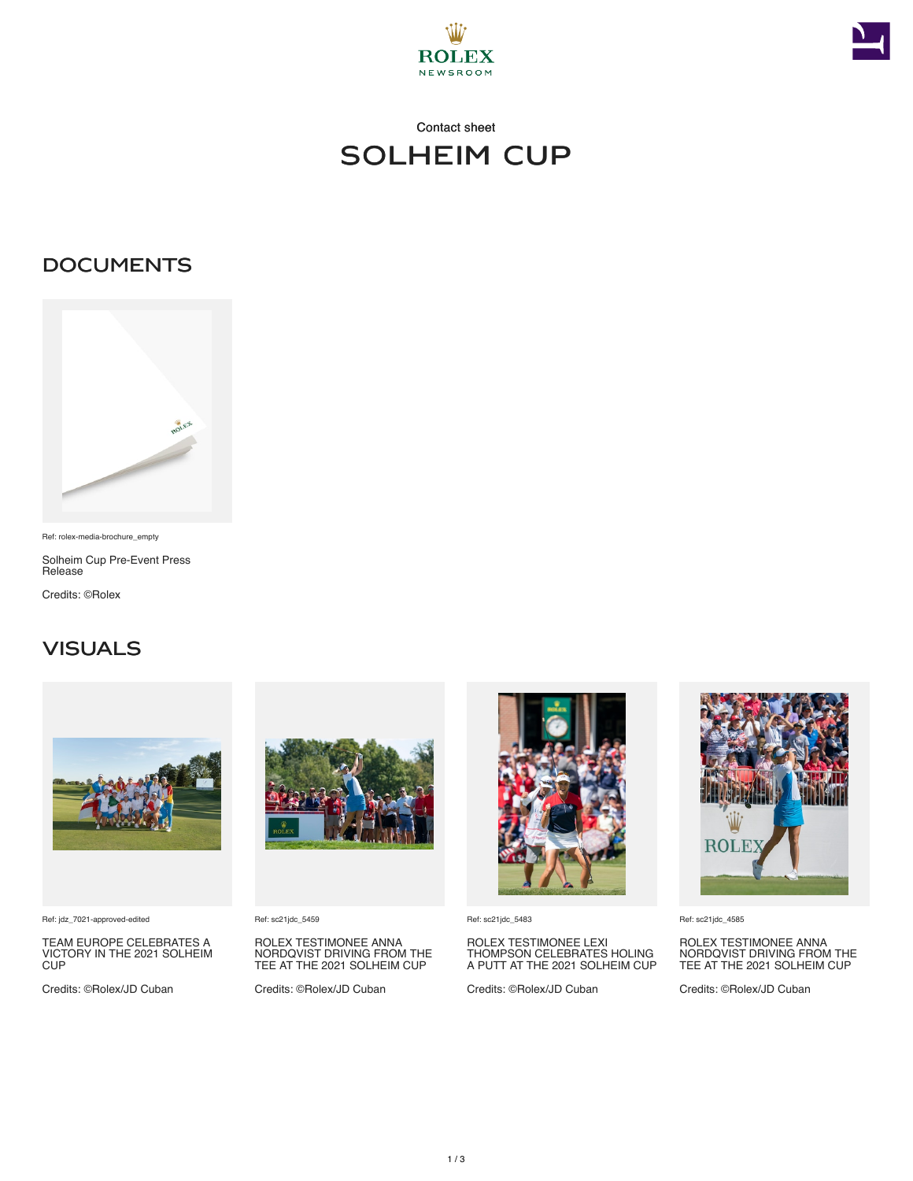Contact sheet

# SOLHEIM CUP

## DOCUMENTS

Ref: rolex-media-brochure_empty

Solheim Cup Pre-Event Press Release

Credits: ©Rolex

## VISUALS

Ref: jdz_7021-approved-edited

TEAM EUROPE CELEBRATES A VICTORY IN THE 2021 SOLHEIM CUP

Credits: ©Rolex/JD Cuban

Ref: sc21jdc_5459

ROLEX TESTIMONEE ANNA NORDQVIST DRIVING FROM THE TEE AT THE 2021 SOLHEIM CUP

Credits: ©Rolex/JD Cuban

Ref: sc21jdc_5483

ROLEX TESTIMONEE LEXI THOMPSON CELEBRATES HOLING A PUTT AT THE 2021 SOLHEIM CUP

Credits: ©Rolex/JD Cuban

Ref: sc21jdc_4585

ROLEX TESTIMONEE ANNA NORDQVIST DRIVING FROM THE TEE AT THE 2021 SOLHEIM CUP

Credits: ©Rolex/JD Cuban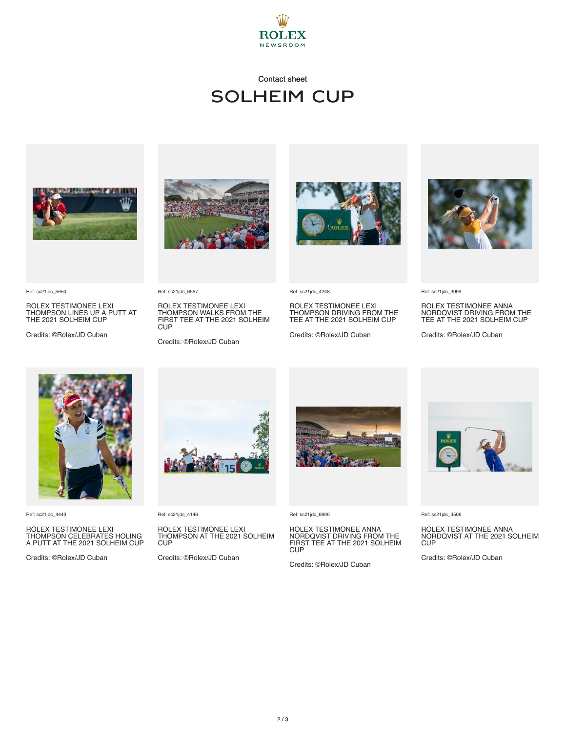ROLEX NEWSROOM

Contact sheet

# SOLHEIM CUP

Ref: sc21jdc_5650

ROLEX TESTIMONEE LEXI THOMPSON LINES UP A PUTT AT THE 2021 SOLHEIM CUP

Credits: ©Rolex/JD Cuban

Ref: sc21jdc_6567

ROLEX TESTIMONEE LEXI THOMPSON WALKS FROM THE FIRST TEE AT THE 2021 SOLHEIM CUP

Credits: ©Rolex/JD Cuban

Ref: sc21jdc_4248

ROLEX TESTIMONEE LEXI THOMPSON DRIVING FROM THE TEE AT THE 2021 SOLHEIM CUP

Credits: ©Rolex/JD Cuban

Ref: sc21jdc_3999

ROLEX TESTIMONEE ANNA NORDQVIST DRIVING FROM THE TEE AT THE 2021 SOLHEIM CUP

Credits: ©Rolex/JD Cuban

Ref: sc21jdc_4443

ROLEX TESTIMONEE LEXI THOMPSON CELEBRATES HOLING A PUTT AT THE 2021 SOLHEIM CUP

Credits: ©Rolex/JD Cuban

Ref: sc21jdc_4146

ROLEX TESTIMONEE LEXI THOMPSON AT THE 2021 SOLHEIM CUP

Credits: ©Rolex/JD Cuban

Ref: sc21jdc_6990

ROLEX TESTIMONEE ANNA NORDQVIST DRIVING FROM THE FIRST TEE AT THE 2021 SOLHEIM CUP

Credits: ©Rolex/JD Cuban

Ref: sc21jdc_3506

ROLEX TESTIMONEE ANNA NORDQVIST AT THE 2021 SOLHEIM CUP

Credits: ©Rolex/JD Cuban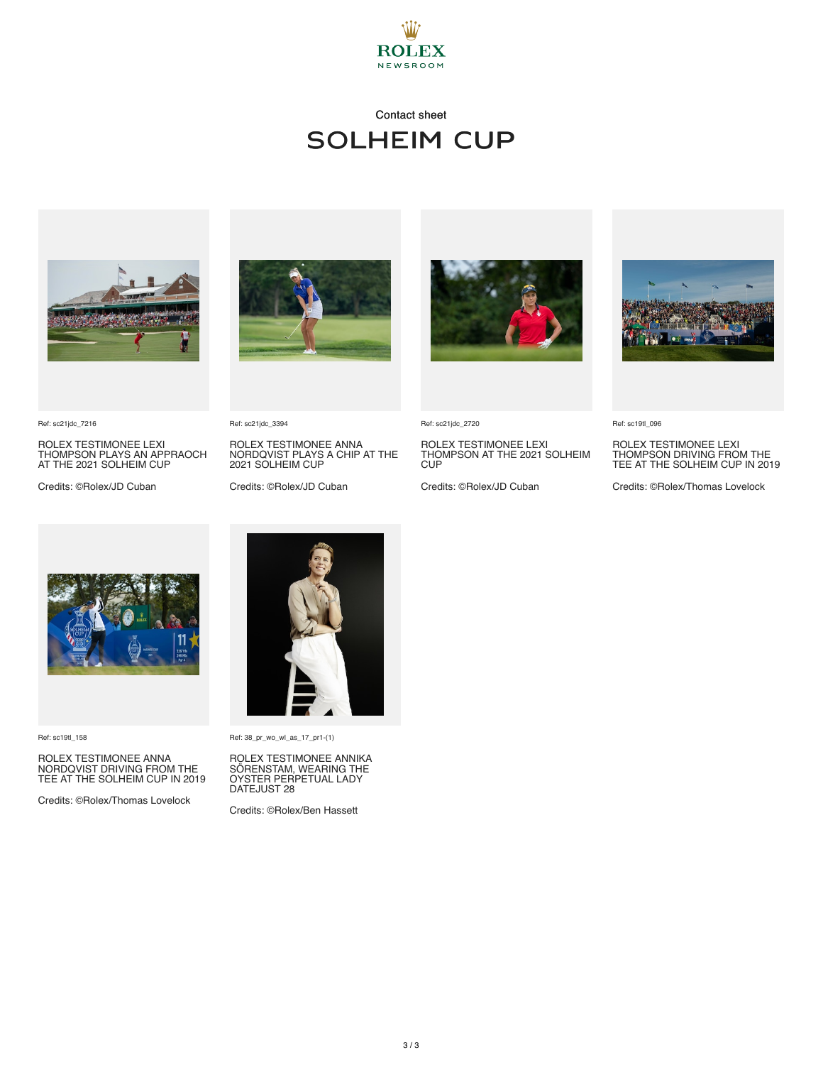ROLEX NEWSROOM

Contact sheet

# SOLHEIM CUP

Ref: sc21jdc_7216

ROLEX TESTIMONEE LEXI THOMPSON PLAYS AN APPRAOCH AT THE 2021 SOLHEIM CUP

Credits: ©Rolex/JD Cuban

Ref: sc21jdc_3394

ROLEX TESTIMONEE ANNA NORDQVIST PLAYS A CHIP AT THE 2021 SOLHEIM CUP

Credits: ©Rolex/JD Cuban

Ref: sc21jdc_2720

ROLEX TESTIMONEE LEXI THOMPSON AT THE 2021 SOLHEIM CUP

Credits: ©Rolex/JD Cuban

Ref: sc19tl_096

ROLEX TESTIMONEE LEXI THOMPSON DRIVING FROM THE TEE AT THE SOLHEIM CUP IN 2019

Credits: ©Rolex/Thomas Lovelock

Ref: sc19tl_158

ROLEX TESTIMONEE ANNA NORDQVIST DRIVING FROM THE TEE AT THE SOLHEIM CUP IN 2019

Credits: ©Rolex/Thomas Lovelock

Ref: 38_pr_wo_wl_as_17_pr1-(1)

ROLEX TESTIMONEE ANNIKA SÖRENSTAM, WEARING THE OYSTER PERPETUAL LADY DATEJUST 28

Credits: ©Rolex/Ben Hassett